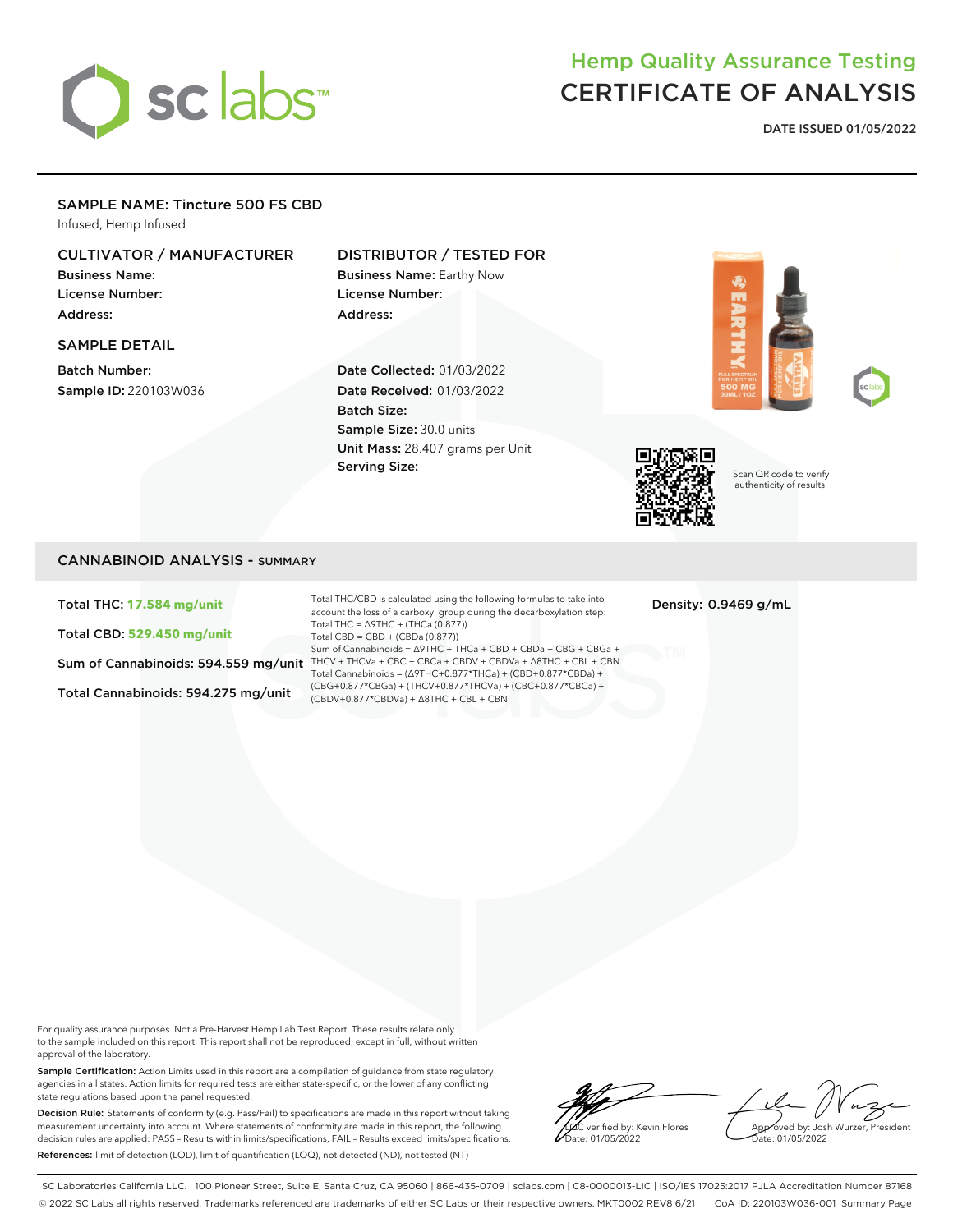# Hemp Quality Assurance Testing
# CERTIFICATE OF ANALYSIS

**DATE ISSUED 01/05/2022**

## SAMPLE NAME: Tincture 500 FS CBD

Infused, Hemp Infused

### CULTIVATOR / MANUFACTURER

**Business Name:**
**License Number:**
**Address:**

### DISTRIBUTOR / TESTED FOR

**Business Name:** Earthy Now
**License Number:**
**Address:**

### SAMPLE DETAIL

**Batch Number:**
**Sample ID:** 220103W036

**Date Collected:** 01/03/2022
**Date Received:** 01/03/2022
**Batch Size:**
**Sample Size:** 30.0 units
**Unit Mass:** 28.407 grams per Unit
**Serving Size:**

Scan QR code to verify authenticity of results.

## CANNABINOID ANALYSIS - SUMMARY

**Total THC: 17.584 mg/unit**

**Total CBD: 529.450 mg/unit**

**Sum of Cannabinoids: 594.559 mg/unit**

**Total Cannabinoids: 594.275 mg/unit**

Total THC/CBD is calculated using the following formulas to take into account the loss of a carboxyl group during the decarboxylation step:
Total THC = Δ9THC + (THCa (0.877))
Total CBD = CBD + (CBDa (0.877))
Sum of Cannabinoids = Δ9THC + THCa + CBD + CBDa + CBG + CBGa + THCV + THCVa + CBC + CBCa + CBDV + CBDVa + Δ8THC + CBL + CBN
Total Cannabinoids = (Δ9THC+0.877*THCa) + (CBD+0.877*CBDa) + (CBG+0.877*CBGa) + (THCV+0.877*THCVa) + (CBC+0.877*CBCa) + (CBDV+0.877*CBDVa) + Δ8THC + CBL + CBN

**Density: 0.9469 g/mL**

For quality assurance purposes. Not a Pre-Harvest Hemp Lab Test Report. These results relate only to the sample included on this report. This report shall not be reproduced, except in full, without written approval of the laboratory.

**Sample Certification:** Action Limits used in this report are a compilation of guidance from state regulatory agencies in all states. Action limits for required tests are either state-specific, or the lower of any conflicting state regulations based upon the panel requested.

**Decision Rule:** Statements of conformity (e.g. Pass/Fail) to specifications are made in this report without taking measurement uncertainty into account. Where statements of conformity are made in this report, the following decision rules are applied: PASS – Results within limits/specifications, FAIL – Results exceed limits/specifications.

**References:** limit of detection (LOD), limit of quantification (LOQ), not detected (ND), not tested (NT)

LQC verified by: Kevin Flores
Date: 01/05/2022

Approved by: Josh Wurzer, President
Date: 01/05/2022

SC Laboratories California LLC. | 100 Pioneer Street, Suite E, Santa Cruz, CA 95060 | 866-435-0709 | sclabs.com | C8-0000013-LIC | ISO/IES 17025:2017 PJLA Accreditation Number 87168
© 2022 SC Labs all rights reserved. Trademarks referenced are trademarks of either SC Labs or their respective owners. MKT0002 REV8 6/21 CoA ID: 220103W036-001 Summary Page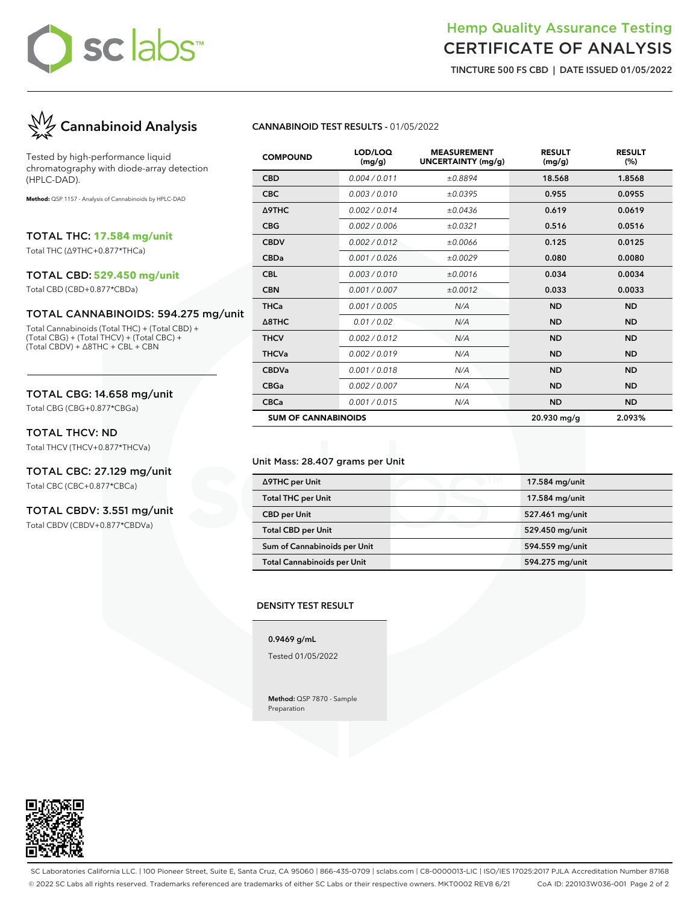# Hemp Quality Assurance Testing
# CERTIFICATE OF ANALYSIS

**TINCTURE 500 FS CBD | DATE ISSUED 01/05/2022**

## Cannabinoid Analysis

Tested by high-performance liquid chromatography with diode-array detection (HPLC-DAD).

**Method:** QSP 1157 - Analysis of Cannabinoids by HPLC-DAD

### TOTAL THC: 17.584 mg/unit

Total THC (Δ9THC+0.877*THCa)

### TOTAL CBD: 529.450 mg/unit

Total CBD (CBD+0.877*CBDa)

### TOTAL CANNABINOIDS: 594.275 mg/unit

Total Cannabinoids (Total THC) + (Total CBD) + (Total CBG) + (Total THCV) + (Total CBC) + (Total CBDV) + Δ8THC + CBL + CBN

### TOTAL CBG: 14.658 mg/unit

Total CBG (CBG+0.877*CBGa)

### TOTAL THCV: ND

Total THCV (THCV+0.877*THCVa)

### TOTAL CBC: 27.129 mg/unit

Total CBC (CBC+0.877*CBCa)

### TOTAL CBDV: 3.551 mg/unit

Total CBDV (CBDV+0.877*CBDVa)

**CANNABINOID TEST RESULTS** - 01/05/2022

| COMPOUND | LOD/LOQ (mg/g) | MEASUREMENT UNCERTAINTY (mg/g) | RESULT (mg/g) | RESULT (%) |
|---|---|---|---|---|
| CBD | 0.004 / 0.011 | ±0.8894 | 18.568 | 1.8568 |
| CBC | 0.003 / 0.010 | ±0.0395 | 0.955 | 0.0955 |
| Δ9THC | 0.002 / 0.014 | ±0.0436 | 0.619 | 0.0619 |
| CBG | 0.002 / 0.006 | ±0.0321 | 0.516 | 0.0516 |
| CBDV | 0.002 / 0.012 | ±0.0066 | 0.125 | 0.0125 |
| CBDa | 0.001 / 0.026 | ±0.0029 | 0.080 | 0.0080 |
| CBL | 0.003 / 0.010 | ±0.0016 | 0.034 | 0.0034 |
| CBN | 0.001 / 0.007 | ±0.0012 | 0.033 | 0.0033 |
| THCa | 0.001 / 0.005 | N/A | ND | ND |
| Δ8THC | 0.01 / 0.02 | N/A | ND | ND |
| THCV | 0.002 / 0.012 | N/A | ND | ND |
| THCVa | 0.002 / 0.019 | N/A | ND | ND |
| CBDVa | 0.001 / 0.018 | N/A | ND | ND |
| CBGa | 0.002 / 0.007 | N/A | ND | ND |
| CBCa | 0.001 / 0.015 | N/A | ND | ND |
| **SUM OF CANNABINOIDS** | | | 20.930 mg/g | 2.093% |

Unit Mass: 28.407 grams per Unit

| | |
|---|---|
| Δ9THC per Unit | 17.584 mg/unit |
| Total THC per Unit | 17.584 mg/unit |
| CBD per Unit | 527.461 mg/unit |
| Total CBD per Unit | 529.450 mg/unit |
| Sum of Cannabinoids per Unit | 594.559 mg/unit |
| Total Cannabinoids per Unit | 594.275 mg/unit |

**DENSITY TEST RESULT**

**0.9469 g/mL**

Tested 01/05/2022

**Method:** QSP 7870 - Sample Preparation

SC Laboratories California LLC. | 100 Pioneer Street, Suite E, Santa Cruz, CA 95060 | 866-435-0709 | sclabs.com | C8-0000013-LIC | ISO/IES 17025:2017 PJLA Accreditation Number 87168

© 2022 SC Labs all rights reserved. Trademarks referenced are trademarks of either SC Labs or their respective owners. MKT0002 REV8 6/21 CoA ID: 220103W036-001